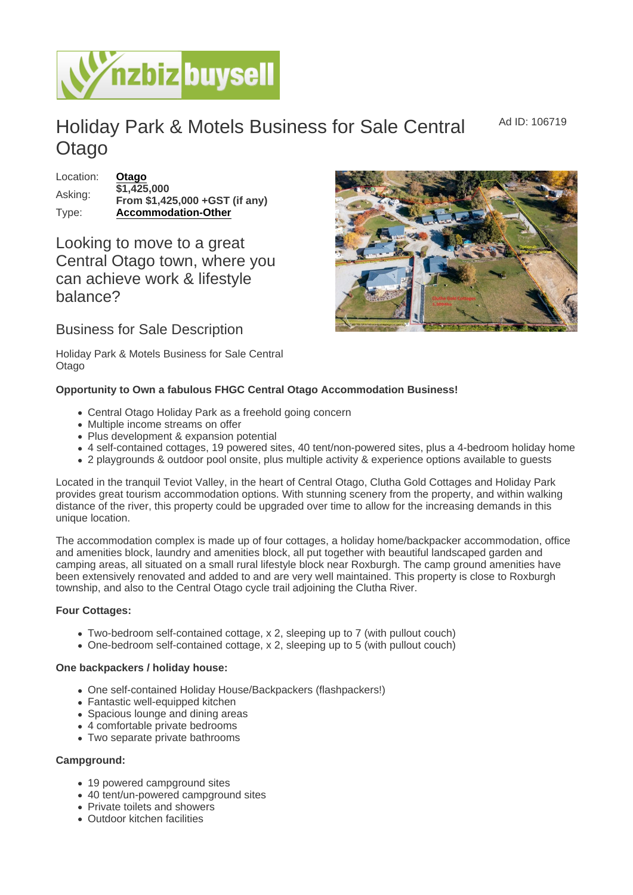# Holiday Park & Motels Business for Sale Central Otago

Ad ID: 106719

| | |
|---|---|
| Location: | **Otago** |
| Asking: | **$1,425,000**<br>**From $1,425,000 +GST (if any)** |
| Type: | **Accommodation-Other** |

## Looking to move to a great Central Otago town, where you can achieve work & lifestyle balance?

### Business for Sale Description

Holiday Park & Motels Business for Sale Central Otago

**Opportunity to Own a fabulous FHGC Central Otago Accommodation Business!**

- Central Otago Holiday Park as a freehold going concern
- Multiple income streams on offer
- Plus development & expansion potential
- 4 self-contained cottages, 19 powered sites, 40 tent/non-powered sites, plus a 4-bedroom holiday home
- 2 playgrounds & outdoor pool onsite, plus multiple activity & experience options available to guests

Located in the tranquil Teviot Valley, in the heart of Central Otago, Clutha Gold Cottages and Holiday Park provides great tourism accommodation options. With stunning scenery from the property, and within walking distance of the river, this property could be upgraded over time to allow for the increasing demands in this unique location.

The accommodation complex is made up of four cottages, a holiday home/backpacker accommodation, office and amenities block, laundry and amenities block, all put together with beautiful landscaped garden and camping areas, all situated on a small rural lifestyle block near Roxburgh. The camp ground amenities have been extensively renovated and added to and are very well maintained. This property is close to Roxburgh township, and also to the Central Otago cycle trail adjoining the Clutha River.

**Four Cottages:**

- Two-bedroom self-contained cottage, x 2, sleeping up to 7 (with pullout couch)
- One-bedroom self-contained cottage, x 2, sleeping up to 5 (with pullout couch)

**One backpackers / holiday house:**

- One self-contained Holiday House/Backpackers (flashpackers!)
- Fantastic well-equipped kitchen
- Spacious lounge and dining areas
- 4 comfortable private bedrooms
- Two separate private bathrooms

**Campground:**

- 19 powered campground sites
- 40 tent/un-powered campground sites
- Private toilets and showers
- Outdoor kitchen facilities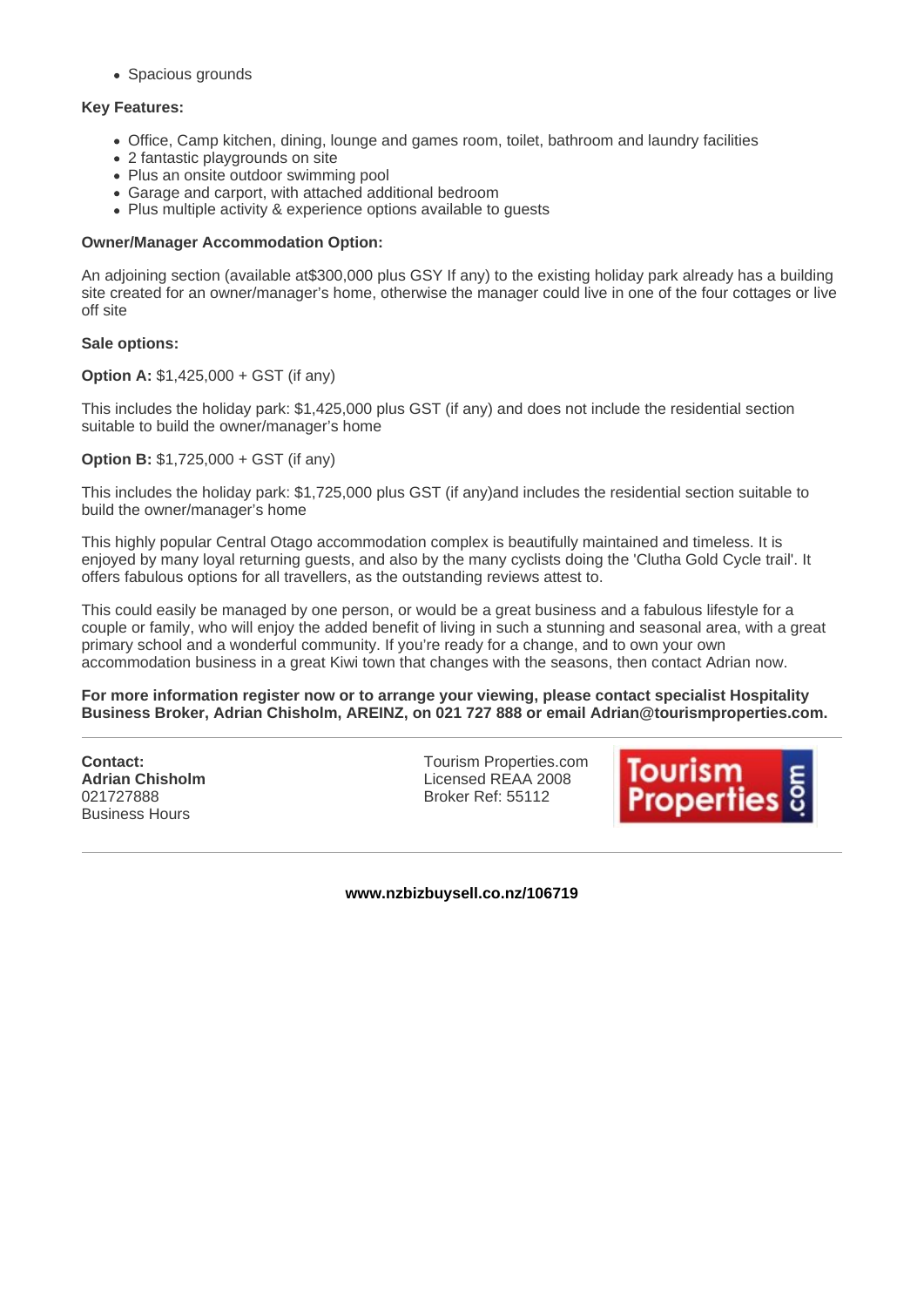- Spacious grounds

**Key Features:**

- Office, Camp kitchen, dining, lounge and games room, toilet, bathroom and laundry facilities
- 2 fantastic playgrounds on site
- Plus an onsite outdoor swimming pool
- Garage and carport, with attached additional bedroom
- Plus multiple activity & experience options available to guests

**Owner/Manager Accommodation Option:**

An adjoining section (available at$300,000 plus GSY If any) to the existing holiday park already has a building site created for an owner/manager's home, otherwise the manager could live in one of the four cottages or live off site

**Sale options:**

**Option A:** $1,425,000 + GST (if any)

This includes the holiday park: $1,425,000 plus GST (if any) and does not include the residential section suitable to build the owner/manager's home

**Option B:** $1,725,000 + GST (if any)

This includes the holiday park: $1,725,000 plus GST (if any)and includes the residential section suitable to build the owner/manager's home

This highly popular Central Otago accommodation complex is beautifully maintained and timeless. It is enjoyed by many loyal returning guests, and also by the many cyclists doing the 'Clutha Gold Cycle trail'. It offers fabulous options for all travellers, as the outstanding reviews attest to.

This could easily be managed by one person, or would be a great business and a fabulous lifestyle for a couple or family, who will enjoy the added benefit of living in such a stunning and seasonal area, with a great primary school and a wonderful community. If you're ready for a change, and to own your own accommodation business in a great Kiwi town that changes with the seasons, then contact Adrian now.

**For more information register now or to arrange your viewing, please contact specialist Hospitality Business Broker, Adrian Chisholm, AREINZ, on 021 727 888 or email Adrian@tourismproperties.com.**

---

**Contact:**
**Adrian Chisholm**
021727888
Business Hours

Tourism Properties.com
Licensed REAA 2008
Broker Ref: 55112

Tourism Properties .com

---

**www.nzbizbuysell.co.nz/106719**